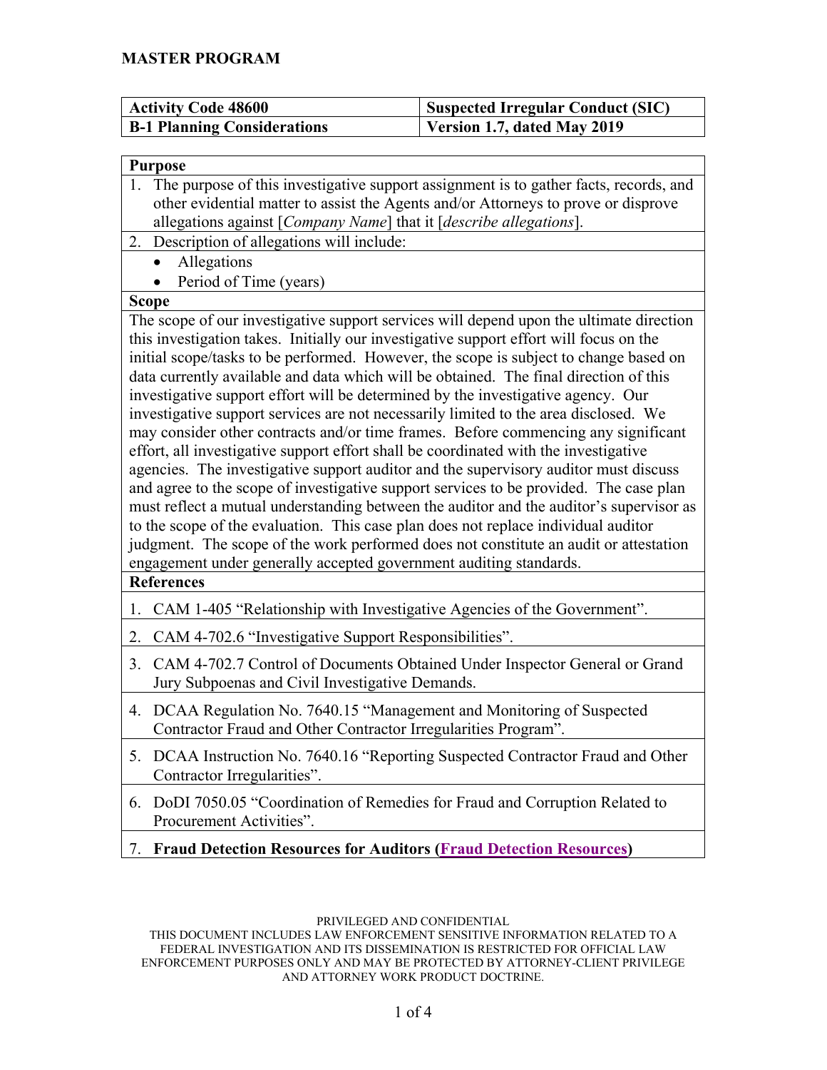**MASTER PROGRAM**

| **Activity Code 48600** | **Suspected Irregular Conduct (SIC)** |
|---|---|
| **B-1 Planning Considerations** | **Version 1.7, dated May 2019** |

**Purpose**

1. The purpose of this investigative support assignment is to gather facts, records, and other evidential matter to assist the Agents and/or Attorneys to prove or disprove allegations against [*Company Name*] that it [*describe allegations*].
2. Description of allegations will include:
   - Allegations
   - Period of Time (years)

**Scope**

The scope of our investigative support services will depend upon the ultimate direction this investigation takes. Initially our investigative support effort will focus on the initial scope/tasks to be performed. However, the scope is subject to change based on data currently available and data which will be obtained. The final direction of this investigative support effort will be determined by the investigative agency. Our investigative support services are not necessarily limited to the area disclosed. We may consider other contracts and/or time frames. Before commencing any significant effort, all investigative support effort shall be coordinated with the investigative agencies. The investigative support auditor and the supervisory auditor must discuss and agree to the scope of investigative support services to be provided. The case plan must reflect a mutual understanding between the auditor and the auditor's supervisor as to the scope of the evaluation. This case plan does not replace individual auditor judgment. The scope of the work performed does not constitute an audit or attestation engagement under generally accepted government auditing standards.

**References**

1. CAM 1-405 "Relationship with Investigative Agencies of the Government".
2. CAM 4-702.6 "Investigative Support Responsibilities".
3. CAM 4-702.7 Control of Documents Obtained Under Inspector General or Grand Jury Subpoenas and Civil Investigative Demands.
4. DCAA Regulation No. 7640.15 "Management and Monitoring of Suspected Contractor Fraud and Other Contractor Irregularities Program".
5. DCAA Instruction No. 7640.16 "Reporting Suspected Contractor Fraud and Other Contractor Irregularities".
6. DoDI 7050.05 "Coordination of Remedies for Fraud and Corruption Related to Procurement Activities".
7. **Fraud Detection Resources for Auditors (Fraud Detection Resources)**

PRIVILEGED AND CONFIDENTIAL
THIS DOCUMENT INCLUDES LAW ENFORCEMENT SENSITIVE INFORMATION RELATED TO A FEDERAL INVESTIGATION AND ITS DISSEMINATION IS RESTRICTED FOR OFFICIAL LAW ENFORCEMENT PURPOSES ONLY AND MAY BE PROTECTED BY ATTORNEY-CLIENT PRIVILEGE AND ATTORNEY WORK PRODUCT DOCTRINE.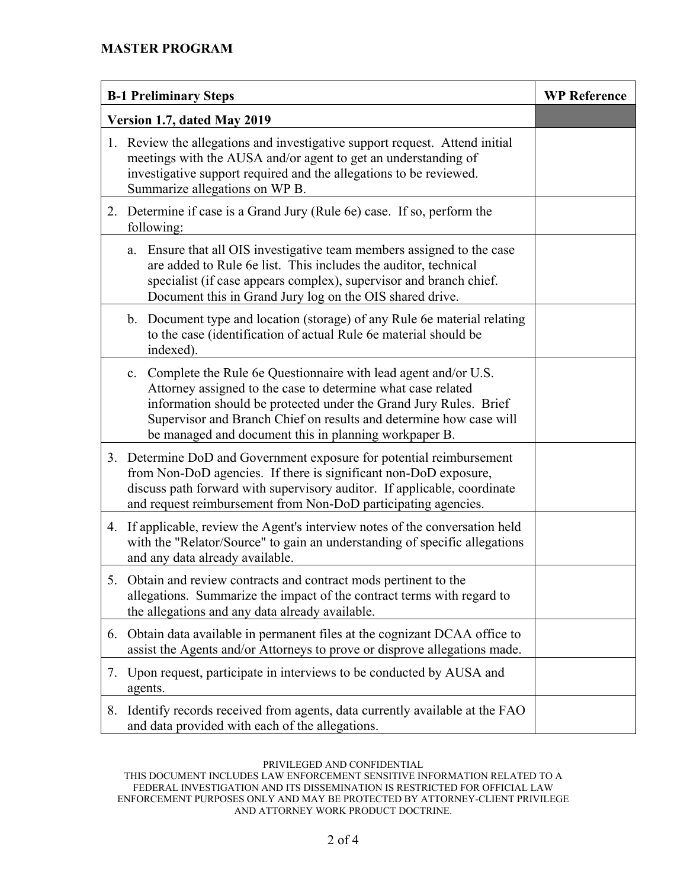**MASTER PROGRAM**

| B-1 Preliminary Steps | WP Reference |
| --- | --- |
| **Version 1.7, dated May 2019** | |
| 1. Review the allegations and investigative support request. Attend initial meetings with the AUSA and/or agent to get an understanding of investigative support required and the allegations to be reviewed. Summarize allegations on WP B. | |
| 2. Determine if case is a Grand Jury (Rule 6e) case. If so, perform the following: | |
| a. Ensure that all OIS investigative team members assigned to the case are added to Rule 6e list. This includes the auditor, technical specialist (if case appears complex), supervisor and branch chief. Document this in Grand Jury log on the OIS shared drive. | |
| b. Document type and location (storage) of any Rule 6e material relating to the case (identification of actual Rule 6e material should be indexed). | |
| c. Complete the Rule 6e Questionnaire with lead agent and/or U.S. Attorney assigned to the case to determine what case related information should be protected under the Grand Jury Rules. Brief Supervisor and Branch Chief on results and determine how case will be managed and document this in planning workpaper B. | |
| 3. Determine DoD and Government exposure for potential reimbursement from Non-DoD agencies. If there is significant non-DoD exposure, discuss path forward with supervisory auditor. If applicable, coordinate and request reimbursement from Non-DoD participating agencies. | |
| 4. If applicable, review the Agent's interview notes of the conversation held with the "Relator/Source" to gain an understanding of specific allegations and any data already available. | |
| 5. Obtain and review contracts and contract mods pertinent to the allegations. Summarize the impact of the contract terms with regard to the allegations and any data already available. | |
| 6. Obtain data available in permanent files at the cognizant DCAA office to assist the Agents and/or Attorneys to prove or disprove allegations made. | |
| 7. Upon request, participate in interviews to be conducted by AUSA and agents. | |
| 8. Identify records received from agents, data currently available at the FAO and data provided with each of the allegations. | |

PRIVILEGED AND CONFIDENTIAL
THIS DOCUMENT INCLUDES LAW ENFORCEMENT SENSITIVE INFORMATION RELATED TO A FEDERAL INVESTIGATION AND ITS DISSEMINATION IS RESTRICTED FOR OFFICIAL LAW ENFORCEMENT PURPOSES ONLY AND MAY BE PROTECTED BY ATTORNEY-CLIENT PRIVILEGE AND ATTORNEY WORK PRODUCT DOCTRINE.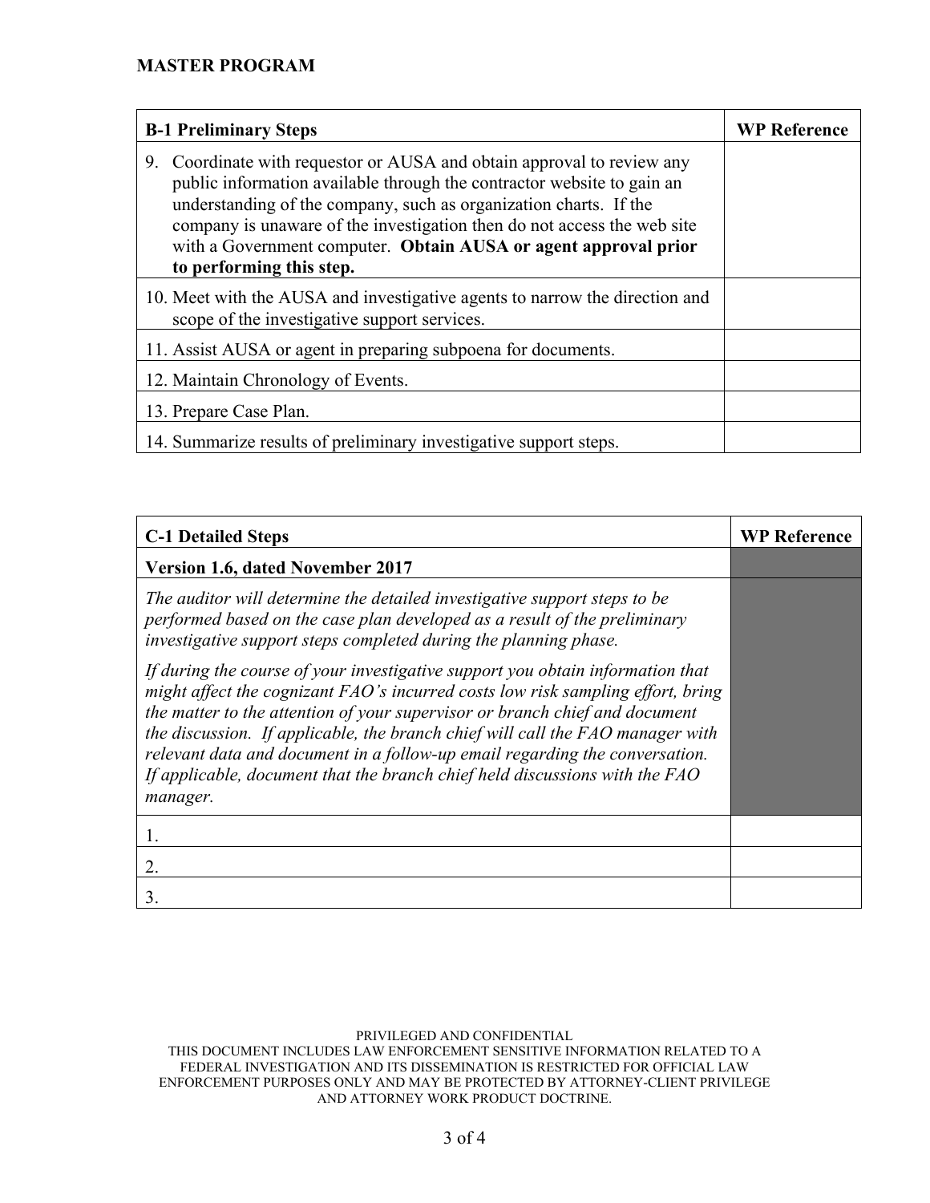**MASTER PROGRAM**

| **B-1 Preliminary Steps** | **WP Reference** |
|---|---|
| 9. Coordinate with requestor or AUSA and obtain approval to review any public information available through the contractor website to gain an understanding of the company, such as organization charts. If the company is unaware of the investigation then do not access the web site with a Government computer. **Obtain AUSA or agent approval prior to performing this step.** | |
| 10. Meet with the AUSA and investigative agents to narrow the direction and scope of the investigative support services. | |
| 11. Assist AUSA or agent in preparing subpoena for documents. | |
| 12. Maintain Chronology of Events. | |
| 13. Prepare Case Plan. | |
| 14. Summarize results of preliminary investigative support steps. | |

| **C-1 Detailed Steps** | **WP Reference** |
|---|---|
| **Version 1.6, dated November 2017** | |
| *The auditor will determine the detailed investigative support steps to be performed based on the case plan developed as a result of the preliminary investigative support steps completed during the planning phase.* <br><br> *If during the course of your investigative support you obtain information that might affect the cognizant FAO's incurred costs low risk sampling effort, bring the matter to the attention of your supervisor or branch chief and document the discussion. If applicable, the branch chief will call the FAO manager with relevant data and document in a follow-up email regarding the conversation. If applicable, document that the branch chief held discussions with the FAO manager.* | |
| 1. | |
| 2. | |
| 3. | |

PRIVILEGED AND CONFIDENTIAL
THIS DOCUMENT INCLUDES LAW ENFORCEMENT SENSITIVE INFORMATION RELATED TO A FEDERAL INVESTIGATION AND ITS DISSEMINATION IS RESTRICTED FOR OFFICIAL LAW ENFORCEMENT PURPOSES ONLY AND MAY BE PROTECTED BY ATTORNEY-CLIENT PRIVILEGE AND ATTORNEY WORK PRODUCT DOCTRINE.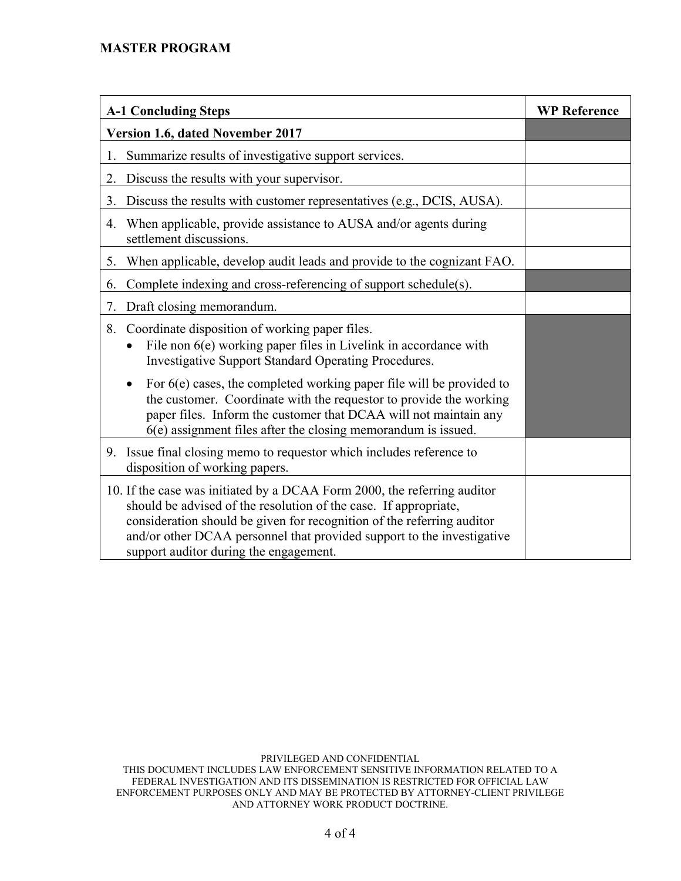**MASTER PROGRAM**

| A-1 Concluding Steps | WP Reference |
|---|---|
| **Version 1.6, dated November 2017** | |
| 1. Summarize results of investigative support services. | |
| 2. Discuss the results with your supervisor. | |
| 3. Discuss the results with customer representatives (e.g., DCIS, AUSA). | |
| 4. When applicable, provide assistance to AUSA and/or agents during settlement discussions. | |
| 5. When applicable, develop audit leads and provide to the cognizant FAO. | |
| 6. Complete indexing and cross-referencing of support schedule(s). | |
| 7. Draft closing memorandum. | |
| 8. Coordinate disposition of working paper files. <br>• File non 6(e) working paper files in Livelink in accordance with Investigative Support Standard Operating Procedures. <br>• For 6(e) cases, the completed working paper file will be provided to the customer. Coordinate with the requestor to provide the working paper files. Inform the customer that DCAA will not maintain any 6(e) assignment files after the closing memorandum is issued. | |
| 9. Issue final closing memo to requestor which includes reference to disposition of working papers. | |
| 10. If the case was initiated by a DCAA Form 2000, the referring auditor should be advised of the resolution of the case. If appropriate, consideration should be given for recognition of the referring auditor and/or other DCAA personnel that provided support to the investigative support auditor during the engagement. | |

PRIVILEGED AND CONFIDENTIAL
THIS DOCUMENT INCLUDES LAW ENFORCEMENT SENSITIVE INFORMATION RELATED TO A FEDERAL INVESTIGATION AND ITS DISSEMINATION IS RESTRICTED FOR OFFICIAL LAW ENFORCEMENT PURPOSES ONLY AND MAY BE PROTECTED BY ATTORNEY-CLIENT PRIVILEGE AND ATTORNEY WORK PRODUCT DOCTRINE.